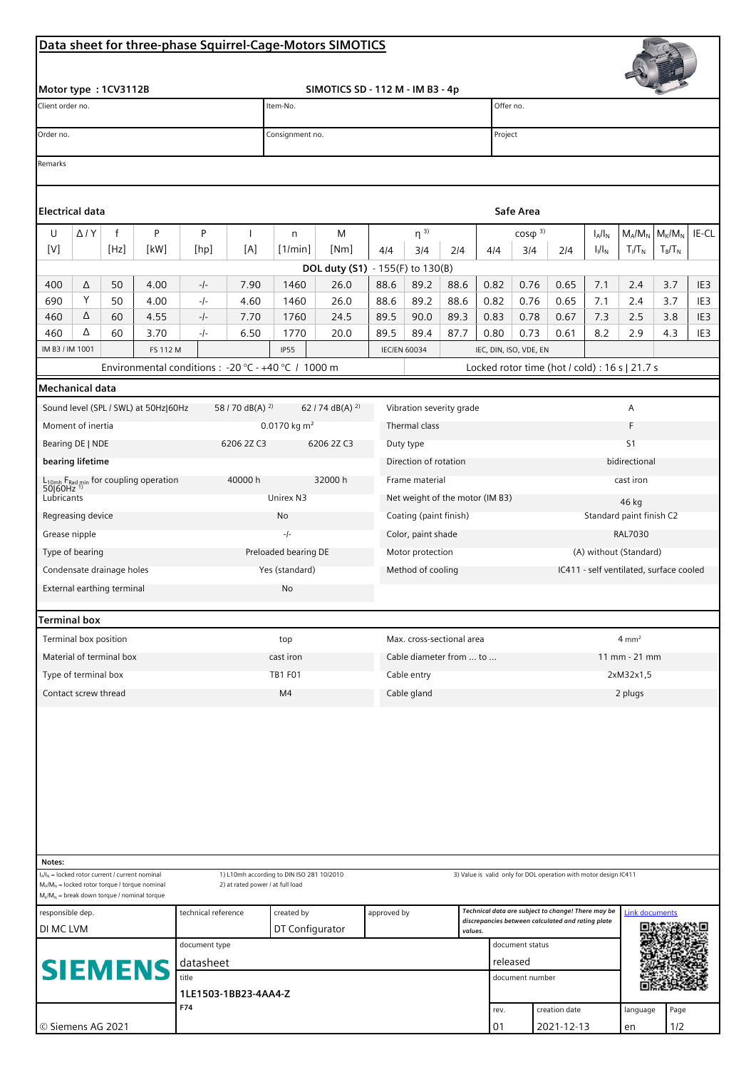# Data sheet for three-phase Squirrel-Cage-Motors SIMOTICS

**Motor type : 1CV3112B** SIMOTICS SD - 112 M - IM B3 - 4p

| Client order no. | Item-No. | Offer no. |
|---|---|---|
| Order no. | Consignment no. | Project |

Remarks

## Electrical data

Safe Area

| U [V] | Δ / Y | f [Hz] | P [kW] | P [hp] | I [A] | n [1/min] | M [Nm] | η [3] 4/4 | η 3/4 | η 2/4 | cosφ [3] 4/4 | cosφ 3/4 | cosφ 2/4 | $I_A/I_N$ $I_l/I_N$ | $M_A/M_N$ $T_l/T_N$ | $M_K/M_N$ $T_B/T_N$ | IE-CL |
|---|---|---|---|---|---|---|---|---|---|---|---|---|---|---|---|---|---|
| | | | | | | | **DOL duty (S1)** - 155(F) to 130(B) | | | | | | | | | | |
| 400 | Δ | 50 | 4.00 | -/- | 7.90 | 1460 | 26.0 | 88.6 | 89.2 | 88.6 | 0.82 | 0.76 | 0.65 | 7.1 | 2.4 | 3.7 | IE3 |
| 690 | Y | 50 | 4.00 | -/- | 4.60 | 1460 | 26.0 | 88.6 | 89.2 | 88.6 | 0.82 | 0.76 | 0.65 | 7.1 | 2.4 | 3.7 | IE3 |
| 460 | Δ | 60 | 4.55 | -/- | 7.70 | 1760 | 24.5 | 89.5 | 90.0 | 89.3 | 0.83 | 0.78 | 0.67 | 7.3 | 2.5 | 3.8 | IE3 |
| 460 | Δ | 60 | 3.70 | -/- | 6.50 | 1770 | 20.0 | 89.5 | 89.4 | 87.7 | 0.80 | 0.73 | 0.61 | 8.2 | 2.9 | 4.3 | IE3 |
| IM B3 / IM 1001 | | | FS 112 M | | | IP55 | | IEC/EN 60034 | | | IEC, DIN, ISO, VDE, EN | | | | | | |

Environmental conditions : -20 °C - +40 °C / 1000 m

Locked rotor time (hot / cold) : 16 s | 21.7 s

## Mechanical data

| | | | | |
|---|---|---|---|---|
| Sound level (SPL / SWL) at 50Hz\|60Hz | 58 / 70 dB(A) [2] | 62 / 74 dB(A) [2] | Vibration severity grade | A |
| Moment of inertia | 0.0170 kg m² | | Thermal class | F |
| Bearing DE \| NDE | 6206 2Z C3 | 6206 2Z C3 | Duty type | S1 |
| **bearing lifetime** | | | Direction of rotation | bidirectional |
| $L_{10mh}$ $F_{Rad\ min}$ for coupling operation 50\|60Hz [1] | 40000 h | 32000 h | Frame material | cast iron |
| Lubricants | Unirex N3 | | Net weight of the motor (IM B3) | 46 kg |
| Regreasing device | No | | Coating (paint finish) | Standard paint finish C2 |
| Grease nipple | -/- | | Color, paint shade | RAL7030 |
| Type of bearing | Preloaded bearing DE | | Motor protection | (A) without (Standard) |
| Condensate drainage holes | Yes (standard) | | Method of cooling | IC411 - self ventilated, surface cooled |
| External earthing terminal | No | | | |

## Terminal box

| | | | |
|---|---|---|---|
| Terminal box position | top | Max. cross-sectional area | 4 mm² |
| Material of terminal box | cast iron | Cable diameter from ... to ... | 11 mm - 21 mm |
| Type of terminal box | TB1 F01 | Cable entry | 2xM32x1,5 |
| Contact screw thread | M4 | Cable gland | 2 plugs |

**Notes:**

$I_A/I_N$ = locked rotor current / current nominal
$M_A/M_N$ = locked rotor torque / torque nominal
$M_K/M_N$ = break down torque / nominal torque

1) L10mh according to DIN ISO 281 10/2010
2) at rated power / at full load

3) Value is valid only for DOL operation with motor design IC411

| responsible dep. | technical reference | created by | approved by | *Technical data are subject to change! There may be discrepancies between calculated and rating plate values.* | Link documents |
|---|---|---|---|---|---|
| DI MC LVM | | DT Configurator | | | |

| | | |
|---|---|---|
| SIEMENS | document type: datasheet | document status: released |
| | title: 1LE1503-1BB23-4AA4-Z | document number |
| | F74 | rev. 01 / creation date 2021-12-13 / language en / Page 1/2 |

© Siemens AG 2021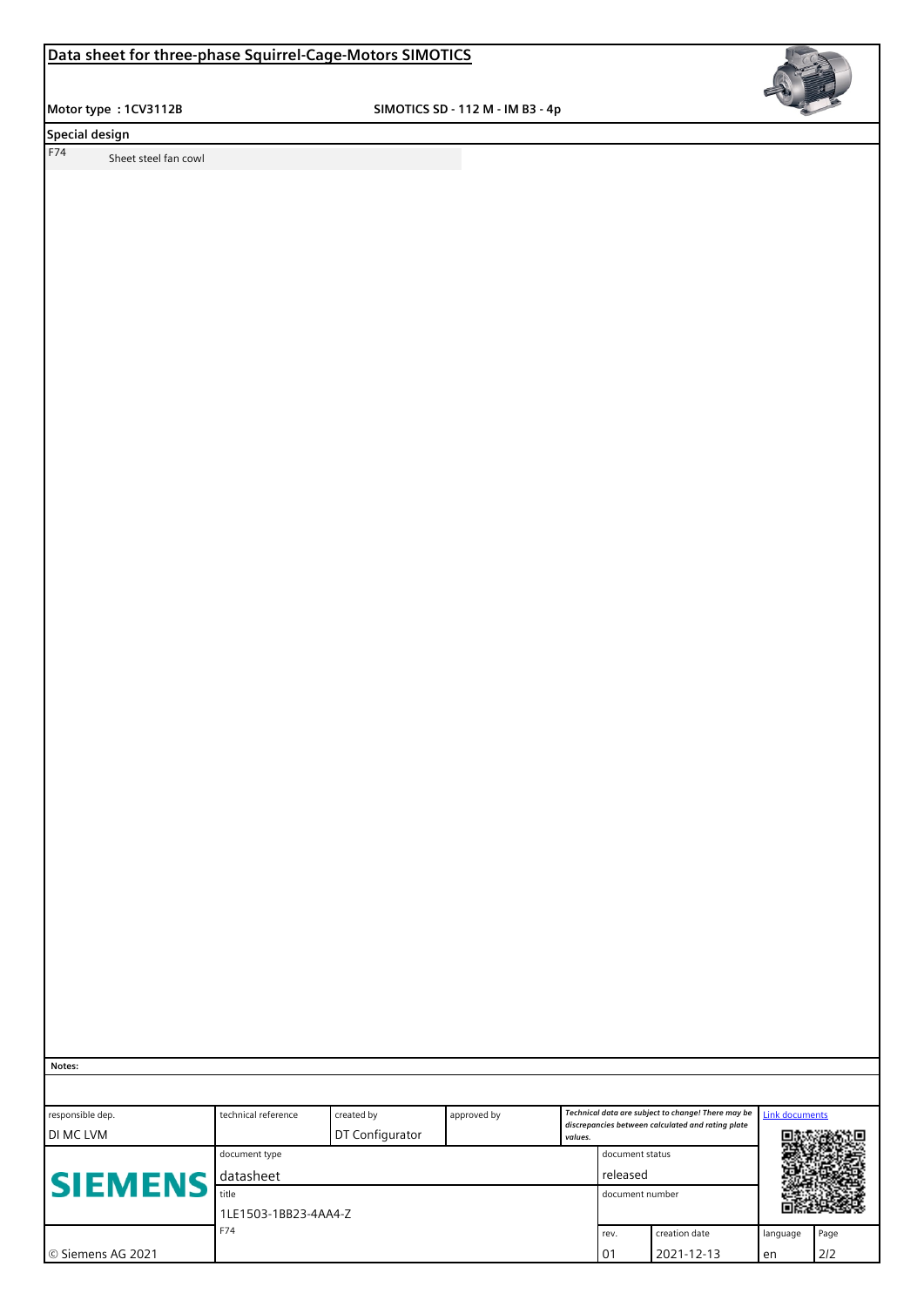# Data sheet for three-phase Squirrel-Cage-Motors SIMOTICS

**Motor type : 1CV3112B** SIMOTICS SD - 112 M - IM B3 - 4p

## Special design

| | |
|---|---|
| F74 | Sheet steel fan cowl |

**Notes:**

| responsible dep. | technical reference | created by | approved by | *Technical data are subject to change! There may be discrepancies between calculated and rating plate values.* | | Link documents | |
|---|---|---|---|---|---|---|---|
| DI MC LVM | | DT Configurator | | | | | |
| SIEMENS | document type | | | document status | | | |
| | datasheet | | | released | | | |
| | title | | | document number | | | |
| | 1LE1503-1BB23-4AA4-Z | | | | | | |
| | F74 | | | rev. | creation date | language | Page |
| © Siemens AG 2021 | | | | 01 | 2021-12-13 | en | 2/2 |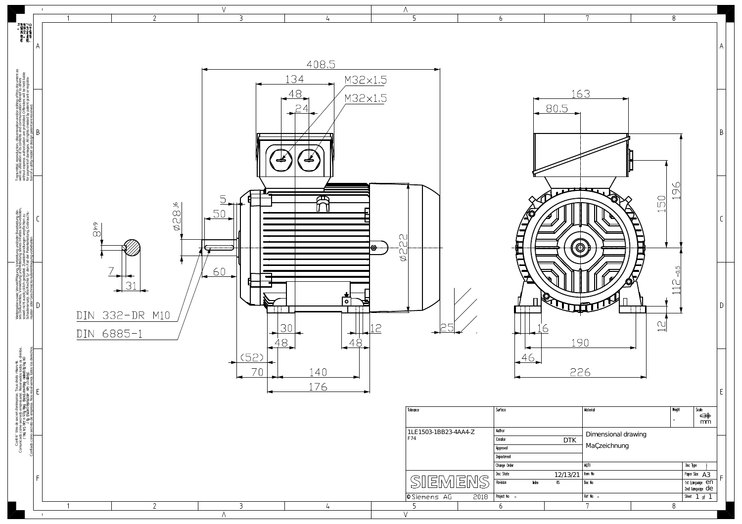408.5

134

48

24

M32x1.5

M32x1.5

5

50

Ø28 j6

8 h9

7

31

60

Ø222

30

48

12

48

(52)

70

140

176

25

DIN 332-DR M10

DIN 6885-1

163

80.5

150

196

112 -0.5

12

16

190

46

226

| Tolerance | Surface | Material | Weight | Scale |
|---|---|---|---|---|
| 1LE1503-1BB23-4AA4-Z F74 | Author | Dimensional drawing | - | mm |
| | Creator DTK | Maßzeichnung | | |
| | Approval | | | |
| | Department | | | |
| | Change Order | MLFB | Doc Type | |
| SIEMENS | Doc State 12/13/21 | Item No | Paper Size A3 | |
| | Revision Index RS | Doc No | 1st Language en, 2nd Language de | |
| © Siemens AG 2018 | Project No - | Ref No - | Sheet 1 of 1 | |

Transmittal, reproduction, dissemination and/or editing of this document as well as utilization of its contents and communication thereof to others without express authorization are prohibited. Offenders will be held liable for payment of damages. All rights created by patent grant or registration of a utility model or design patent are reserved.

Weitergabe sowie Vervielfältigung, Verbreitung und/oder Bearbeitung dieses Dokumentes, Verwertung und Mitteilung seines Inhaltes sind verboten, soweit nicht ausdrücklich gestattet. Zuwiderhandlungen verpflichten zu Schadenersatz. Alle Rechte für den Fall der Patenterteilung, Gebrauchsmuster- oder Geschmacksmustereintragung vorbehalten.

Confié à titre de secret d'entreprise. Tous droits réservés.
Comunicado como segredo empresarial. Reservados todos os direitos.
Confiado como secreto de empresa. Nos reservamos todos los derechos.